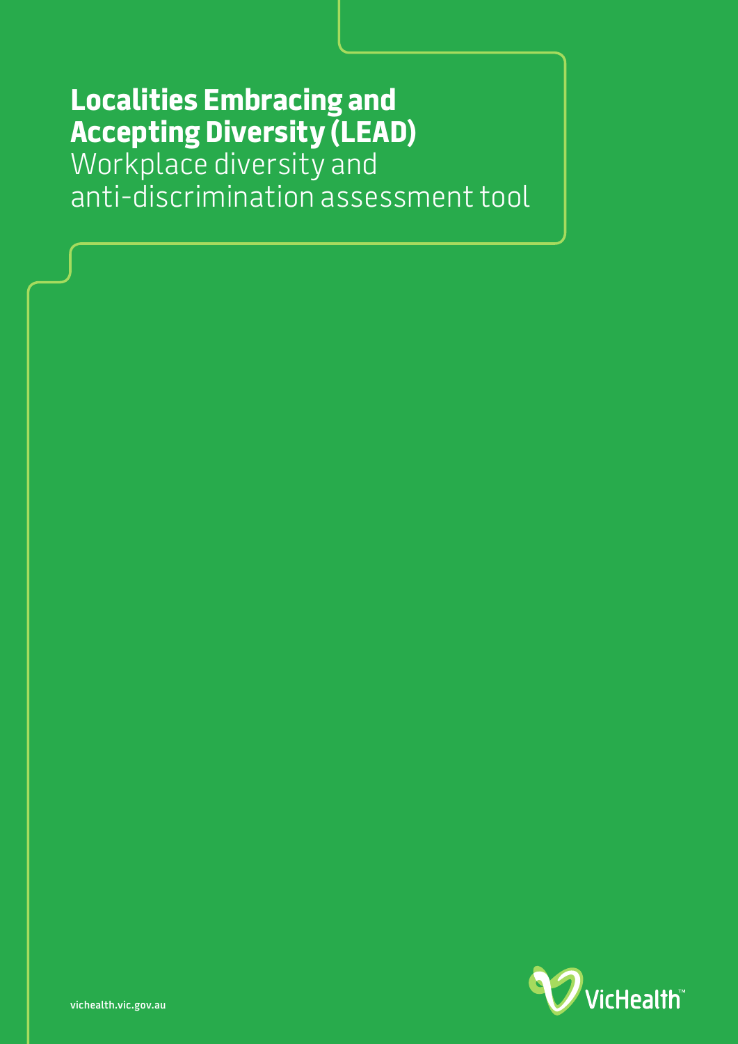# Localities Embracing and Accepting Diversity (LEAD)

Workplace diversity and anti-discrimination assessment tool

vichealth.vic.gov.au

VicHealth™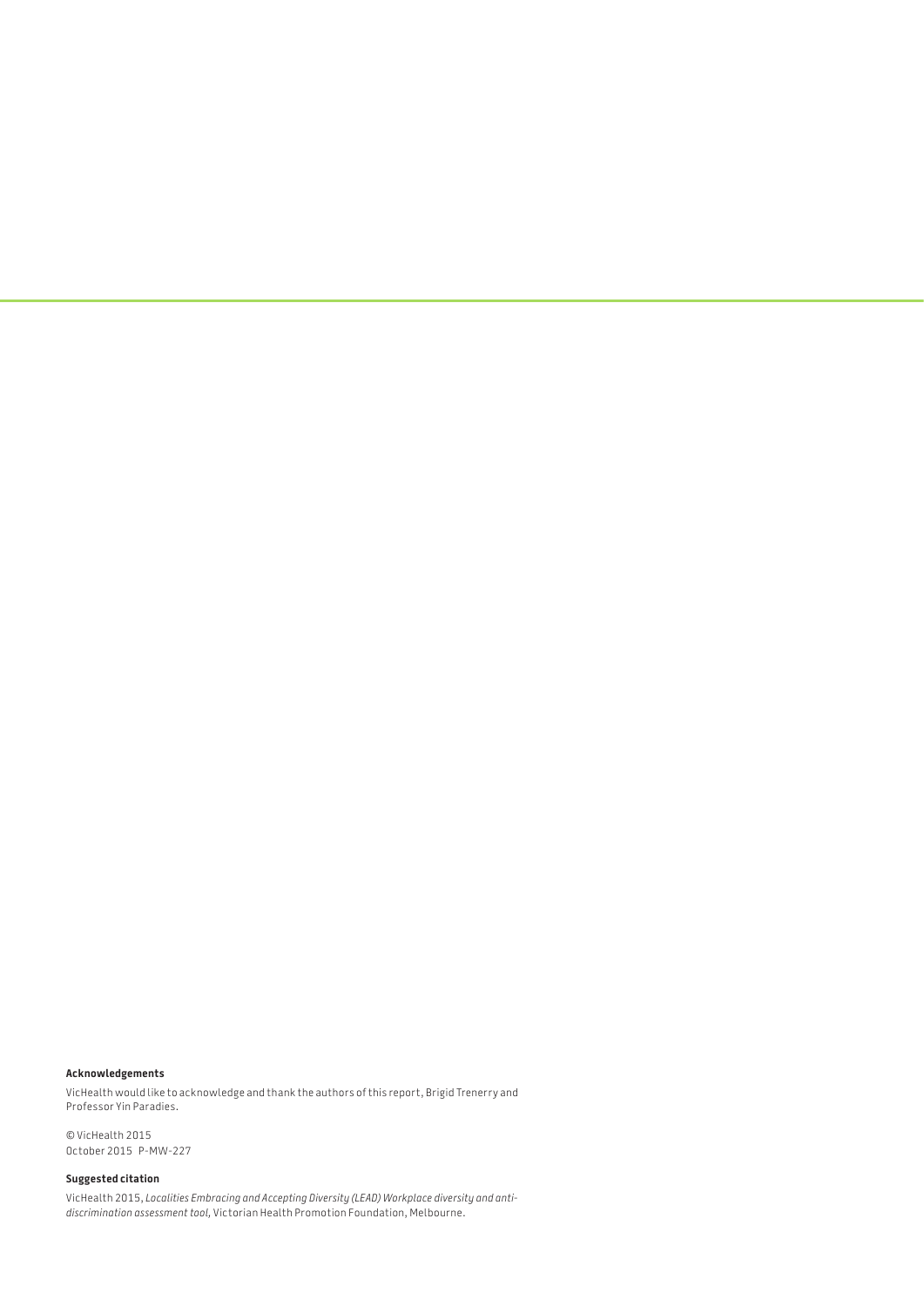**Acknowledgements**

VicHealth would like to acknowledge and thank the authors of this report, Brigid Trenerry and Professor Yin Paradies.

© VicHealth 2015
October 2015 P-MW-227

**Suggested citation**

VicHealth 2015, *Localities Embracing and Accepting Diversity (LEAD) Workplace diversity and anti-discrimination assessment tool*, Victorian Health Promotion Foundation, Melbourne.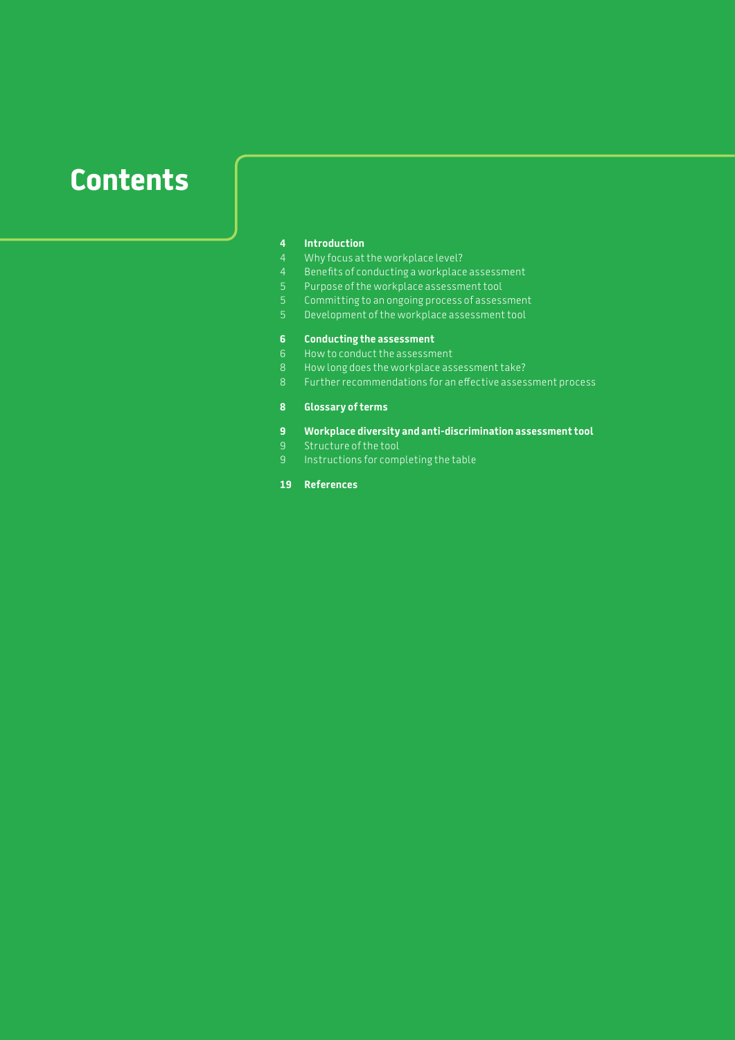# Contents

**4 Introduction**

4 Why focus at the workplace level?

4 Benefits of conducting a workplace assessment

5 Purpose of the workplace assessment tool

5 Committing to an ongoing process of assessment

5 Development of the workplace assessment tool

**6 Conducting the assessment**

6 How to conduct the assessment

8 How long does the workplace assessment take?

8 Further recommendations for an effective assessment process

**8 Glossary of terms**

**9 Workplace diversity and anti-discrimination assessment tool**

9 Structure of the tool

9 Instructions for completing the table

**19 References**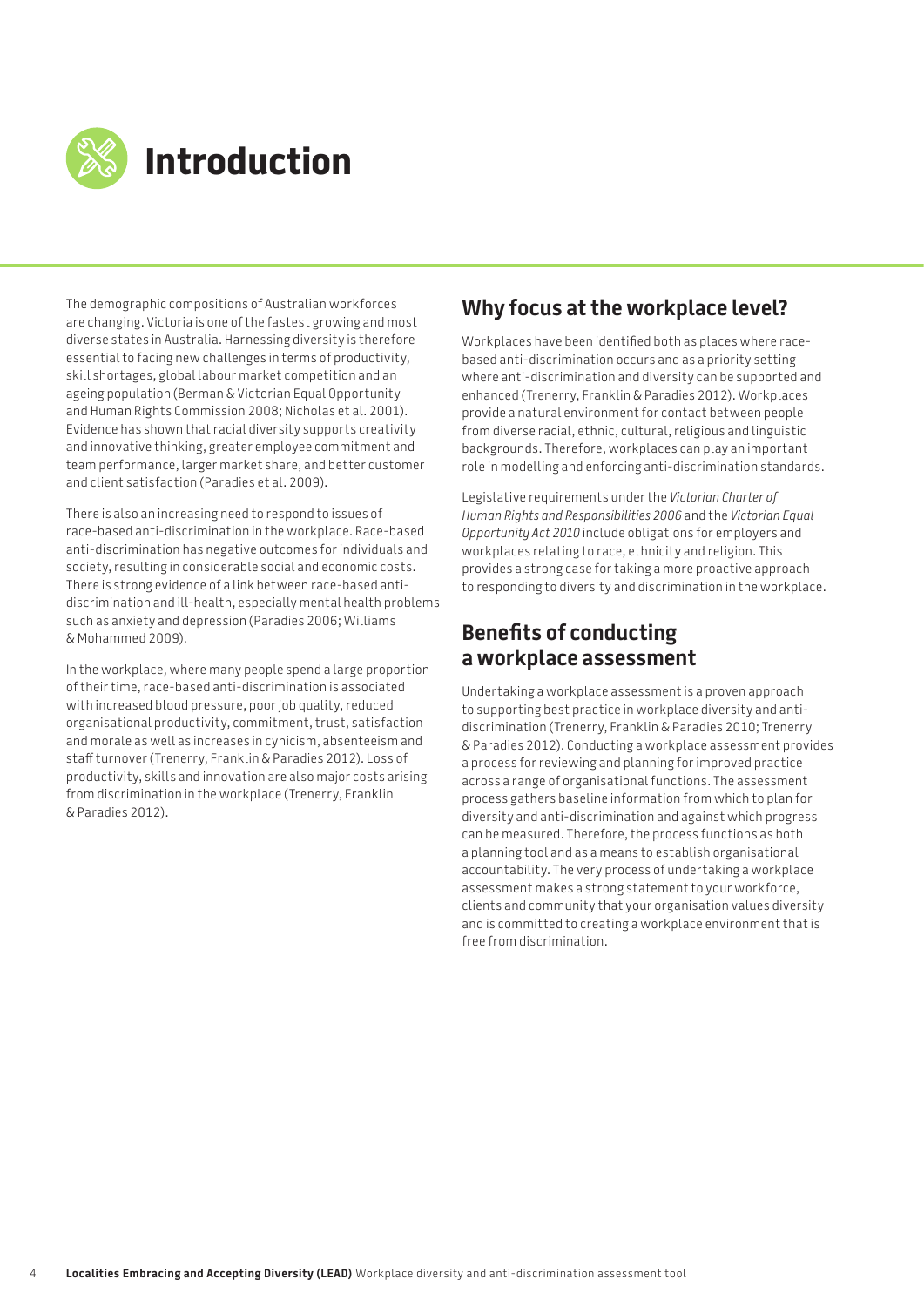# Introduction

The demographic compositions of Australian workforces are changing. Victoria is one of the fastest growing and most diverse states in Australia. Harnessing diversity is therefore essential to facing new challenges in terms of productivity, skill shortages, global labour market competition and an ageing population (Berman & Victorian Equal Opportunity and Human Rights Commission 2008; Nicholas et al. 2001). Evidence has shown that racial diversity supports creativity and innovative thinking, greater employee commitment and team performance, larger market share, and better customer and client satisfaction (Paradies et al. 2009).

There is also an increasing need to respond to issues of race-based anti-discrimination in the workplace. Race-based anti-discrimination has negative outcomes for individuals and society, resulting in considerable social and economic costs. There is strong evidence of a link between race-based anti-discrimination and ill-health, especially mental health problems such as anxiety and depression (Paradies 2006; Williams & Mohammed 2009).

In the workplace, where many people spend a large proportion of their time, race-based anti-discrimination is associated with increased blood pressure, poor job quality, reduced organisational productivity, commitment, trust, satisfaction and morale as well as increases in cynicism, absenteeism and staff turnover (Trenerry, Franklin & Paradies 2012). Loss of productivity, skills and innovation are also major costs arising from discrimination in the workplace (Trenerry, Franklin & Paradies 2012).

## Why focus at the workplace level?

Workplaces have been identified both as places where race-based anti-discrimination occurs and as a priority setting where anti-discrimination and diversity can be supported and enhanced (Trenerry, Franklin & Paradies 2012). Workplaces provide a natural environment for contact between people from diverse racial, ethnic, cultural, religious and linguistic backgrounds. Therefore, workplaces can play an important role in modelling and enforcing anti-discrimination standards.

Legislative requirements under the *Victorian Charter of Human Rights and Responsibilities 2006* and the *Victorian Equal Opportunity Act 2010* include obligations for employers and workplaces relating to race, ethnicity and religion. This provides a strong case for taking a more proactive approach to responding to diversity and discrimination in the workplace.

## Benefits of conducting a workplace assessment

Undertaking a workplace assessment is a proven approach to supporting best practice in workplace diversity and anti-discrimination (Trenerry, Franklin & Paradies 2010; Trenerry & Paradies 2012). Conducting a workplace assessment provides a process for reviewing and planning for improved practice across a range of organisational functions. The assessment process gathers baseline information from which to plan for diversity and anti-discrimination and against which progress can be measured. Therefore, the process functions as both a planning tool and as a means to establish organisational accountability. The very process of undertaking a workplace assessment makes a strong statement to your workforce, clients and community that your organisation values diversity and is committed to creating a workplace environment that is free from discrimination.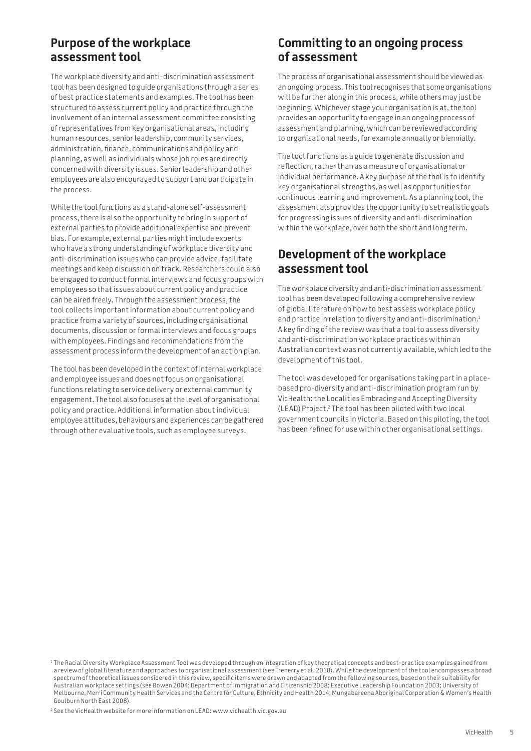## Purpose of the workplace assessment tool

The workplace diversity and anti-discrimination assessment tool has been designed to guide organisations through a series of best practice statements and examples. The tool has been structured to assess current policy and practice through the involvement of an internal assessment committee consisting of representatives from key organisational areas, including human resources, senior leadership, community services, administration, finance, communications and policy and planning, as well as individuals whose job roles are directly concerned with diversity issues. Senior leadership and other employees are also encouraged to support and participate in the process.

While the tool functions as a stand-alone self-assessment process, there is also the opportunity to bring in support of external parties to provide additional expertise and prevent bias. For example, external parties might include experts who have a strong understanding of workplace diversity and anti-discrimination issues who can provide advice, facilitate meetings and keep discussion on track. Researchers could also be engaged to conduct formal interviews and focus groups with employees so that issues about current policy and practice can be aired freely. Through the assessment process, the tool collects important information about current policy and practice from a variety of sources, including organisational documents, discussion or formal interviews and focus groups with employees. Findings and recommendations from the assessment process inform the development of an action plan.

The tool has been developed in the context of internal workplace and employee issues and does not focus on organisational functions relating to service delivery or external community engagement. The tool also focuses at the level of organisational policy and practice. Additional information about individual employee attitudes, behaviours and experiences can be gathered through other evaluative tools, such as employee surveys.

## Committing to an ongoing process of assessment

The process of organisational assessment should be viewed as an ongoing process. This tool recognises that some organisations will be further along in this process, while others may just be beginning. Whichever stage your organisation is at, the tool provides an opportunity to engage in an ongoing process of assessment and planning, which can be reviewed according to organisational needs, for example annually or biennially.

The tool functions as a guide to generate discussion and reflection, rather than as a measure of organisational or individual performance. A key purpose of the tool is to identify key organisational strengths, as well as opportunities for continuous learning and improvement. As a planning tool, the assessment also provides the opportunity to set realistic goals for progressing issues of diversity and anti-discrimination within the workplace, over both the short and long term.

## Development of the workplace assessment tool

The workplace diversity and anti-discrimination assessment tool has been developed following a comprehensive review of global literature on how to best assess workplace policy and practice in relation to diversity and anti-discrimination.[1] A key finding of the review was that a tool to assess diversity and anti-discrimination workplace practices within an Australian context was not currently available, which led to the development of this tool.

The tool was developed for organisations taking part in a place-based pro-diversity and anti-discrimination program run by VicHealth: the Localities Embracing and Accepting Diversity (LEAD) Project.[2] The tool has been piloted with two local government councils in Victoria. Based on this piloting, the tool has been refined for use within other organisational settings.

[1] The Racial Diversity Workplace Assessment Tool was developed through an integration of key theoretical concepts and best-practice examples gained from a review of global literature and approaches to organisational assessment (see Trenerry et al. 2010). While the development of the tool encompasses a broad spectrum of theoretical issues considered in this review, specific items were drawn and adapted from the following sources, based on their suitability for Australian workplace settings (see Bowen 2004; Department of Immigration and Citizenship 2008; Executive Leadership Foundation 2003; University of Melbourne, Merri Community Health Services and the Centre for Culture, Ethnicity and Health 2014; Mungabareena Aboriginal Corporation & Women's Health Goulburn North East 2008).

[2] See the VicHealth website for more information on LEAD: www.vichealth.vic.gov.au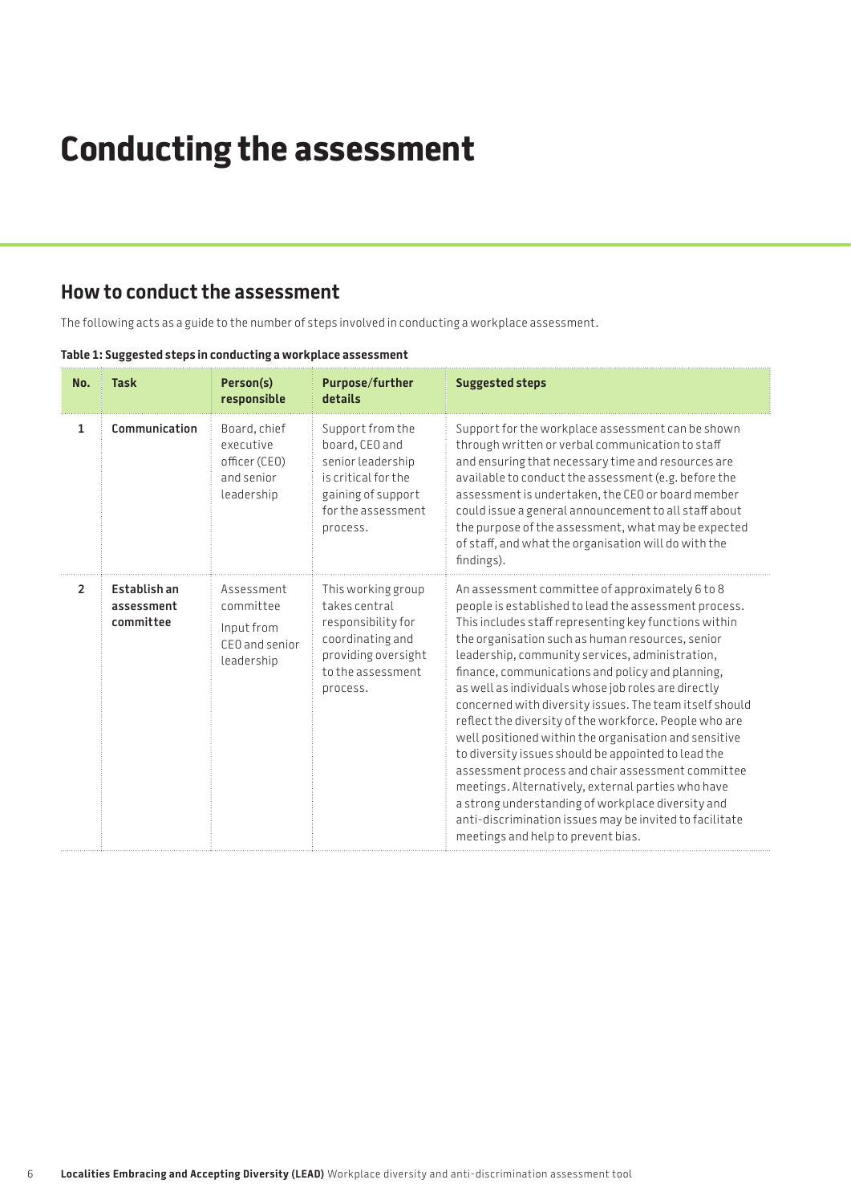# Conducting the assessment

## How to conduct the assessment

The following acts as a guide to the number of steps involved in conducting a workplace assessment.

**Table 1: Suggested steps in conducting a workplace assessment**

| No. | Task | Person(s) responsible | Purpose/further details | Suggested steps |
|---|---|---|---|---|
| 1 | **Communication** | Board, chief executive officer (CEO) and senior leadership | Support from the board, CEO and senior leadership is critical for the gaining of support for the assessment process. | Support for the workplace assessment can be shown through written or verbal communication to staff and ensuring that necessary time and resources are available to conduct the assessment (e.g. before the assessment is undertaken, the CEO or board member could issue a general announcement to all staff about the purpose of the assessment, what may be expected of staff, and what the organisation will do with the findings). |
| 2 | **Establish an assessment committee** | Assessment committee<br><br>Input from CEO and senior leadership | This working group takes central responsibility for coordinating and providing oversight to the assessment process. | An assessment committee of approximately 6 to 8 people is established to lead the assessment process. This includes staff representing key functions within the organisation such as human resources, senior leadership, community services, administration, finance, communications and policy and planning, as well as individuals whose job roles are directly concerned with diversity issues. The team itself should reflect the diversity of the workforce. People who are well positioned within the organisation and sensitive to diversity issues should be appointed to lead the assessment process and chair assessment committee meetings. Alternatively, external parties who have a strong understanding of workplace diversity and anti-discrimination issues may be invited to facilitate meetings and help to prevent bias. |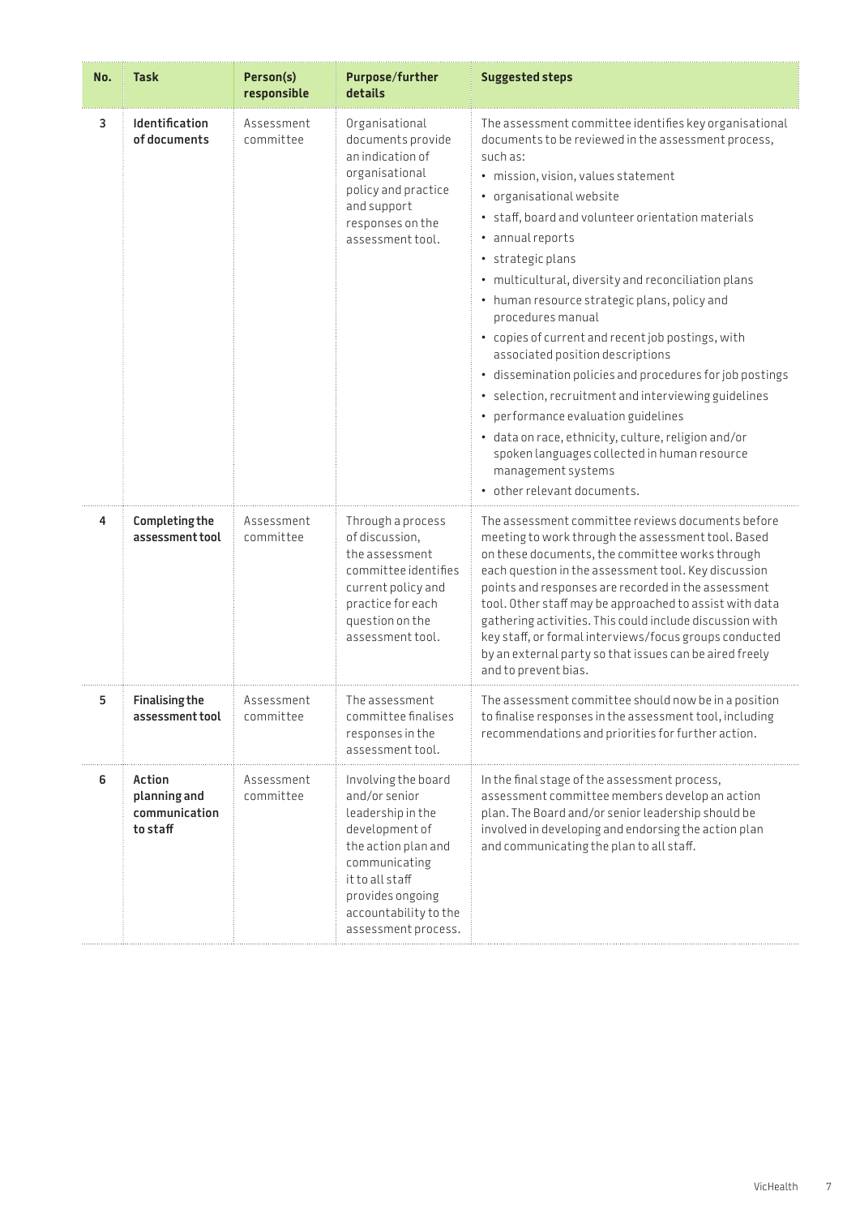| No. | Task | Person(s) responsible | Purpose/further details | Suggested steps |
|---|---|---|---|---|
| 3 | **Identification of documents** | Assessment committee | Organisational documents provide an indication of organisational policy and practice and support responses on the assessment tool. | The assessment committee identifies key organisational documents to be reviewed in the assessment process, such as:<br>• mission, vision, values statement<br>• organisational website<br>• staff, board and volunteer orientation materials<br>• annual reports<br>• strategic plans<br>• multicultural, diversity and reconciliation plans<br>• human resource strategic plans, policy and procedures manual<br>• copies of current and recent job postings, with associated position descriptions<br>• dissemination policies and procedures for job postings<br>• selection, recruitment and interviewing guidelines<br>• performance evaluation guidelines<br>• data on race, ethnicity, culture, religion and/or spoken languages collected in human resource management systems<br>• other relevant documents. |
| 4 | **Completing the assessment tool** | Assessment committee | Through a process of discussion, the assessment committee identifies current policy and practice for each question on the assessment tool. | The assessment committee reviews documents before meeting to work through the assessment tool. Based on these documents, the committee works through each question in the assessment tool. Key discussion points and responses are recorded in the assessment tool. Other staff may be approached to assist with data gathering activities. This could include discussion with key staff, or formal interviews/focus groups conducted by an external party so that issues can be aired freely and to prevent bias. |
| 5 | **Finalising the assessment tool** | Assessment committee | The assessment committee finalises responses in the assessment tool. | The assessment committee should now be in a position to finalise responses in the assessment tool, including recommendations and priorities for further action. |
| 6 | **Action planning and communication to staff** | Assessment committee | Involving the board and/or senior leadership in the development of the action plan and communicating it to all staff provides ongoing accountability to the assessment process. | In the final stage of the assessment process, assessment committee members develop an action plan. The Board and/or senior leadership should be involved in developing and endorsing the action plan and communicating the plan to all staff. |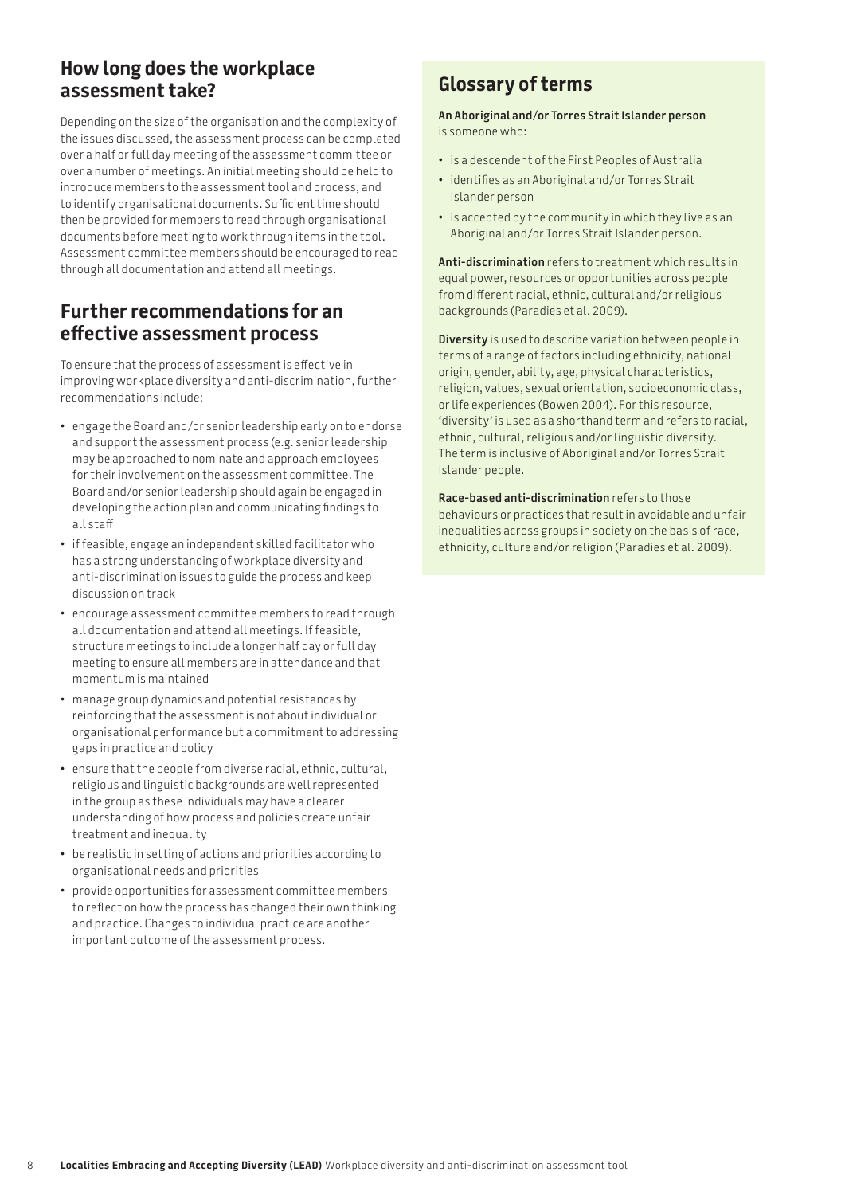## How long does the workplace assessment take?

Depending on the size of the organisation and the complexity of the issues discussed, the assessment process can be completed over a half or full day meeting of the assessment committee or over a number of meetings. An initial meeting should be held to introduce members to the assessment tool and process, and to identify organisational documents. Sufficient time should then be provided for members to read through organisational documents before meeting to work through items in the tool. Assessment committee members should be encouraged to read through all documentation and attend all meetings.

## Further recommendations for an effective assessment process

To ensure that the process of assessment is effective in improving workplace diversity and anti-discrimination, further recommendations include:

- engage the Board and/or senior leadership early on to endorse and support the assessment process (e.g. senior leadership may be approached to nominate and approach employees for their involvement on the assessment committee. The Board and/or senior leadership should again be engaged in developing the action plan and communicating findings to all staff
- if feasible, engage an independent skilled facilitator who has a strong understanding of workplace diversity and anti-discrimination issues to guide the process and keep discussion on track
- encourage assessment committee members to read through all documentation and attend all meetings. If feasible, structure meetings to include a longer half day or full day meeting to ensure all members are in attendance and that momentum is maintained
- manage group dynamics and potential resistances by reinforcing that the assessment is not about individual or organisational performance but a commitment to addressing gaps in practice and policy
- ensure that the people from diverse racial, ethnic, cultural, religious and linguistic backgrounds are well represented in the group as these individuals may have a clearer understanding of how process and policies create unfair treatment and inequality
- be realistic in setting of actions and priorities according to organisational needs and priorities
- provide opportunities for assessment committee members to reflect on how the process has changed their own thinking and practice. Changes to individual practice are another important outcome of the assessment process.

## Glossary of terms

**An Aboriginal and/or Torres Strait Islander person** is someone who:

- is a descendent of the First Peoples of Australia
- identifies as an Aboriginal and/or Torres Strait Islander person
- is accepted by the community in which they live as an Aboriginal and/or Torres Strait Islander person.

**Anti-discrimination** refers to treatment which results in equal power, resources or opportunities across people from different racial, ethnic, cultural and/or religious backgrounds (Paradies et al. 2009).

**Diversity** is used to describe variation between people in terms of a range of factors including ethnicity, national origin, gender, ability, age, physical characteristics, religion, values, sexual orientation, socioeconomic class, or life experiences (Bowen 2004). For this resource, 'diversity' is used as a shorthand term and refers to racial, ethnic, cultural, religious and/or linguistic diversity. The term is inclusive of Aboriginal and/or Torres Strait Islander people.

**Race-based anti-discrimination** refers to those behaviours or practices that result in avoidable and unfair inequalities across groups in society on the basis of race, ethnicity, culture and/or religion (Paradies et al. 2009).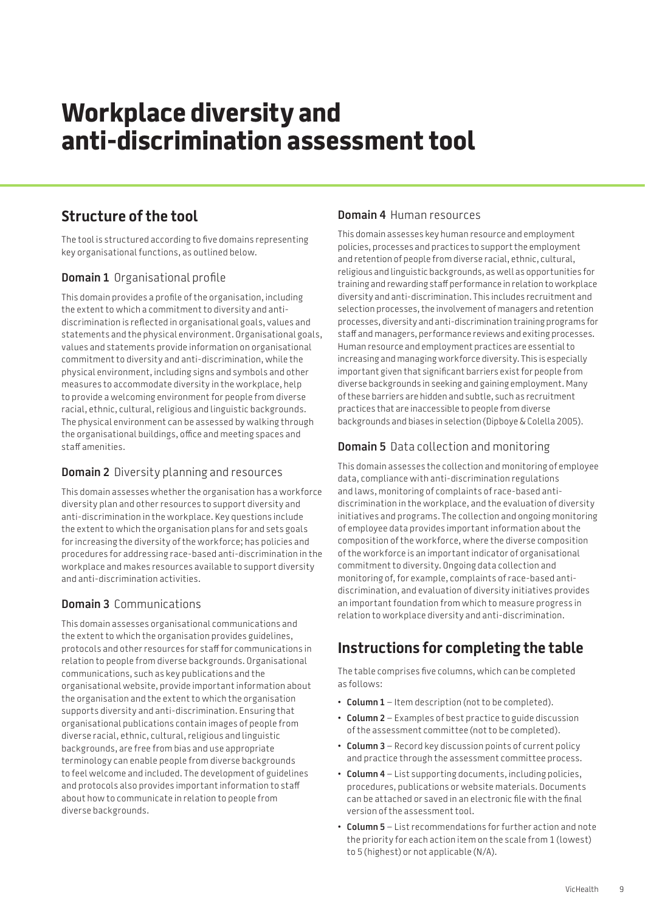# Workplace diversity and anti-discrimination assessment tool

## Structure of the tool

The tool is structured according to five domains representing key organisational functions, as outlined below.

### **Domain 1** Organisational profile

This domain provides a profile of the organisation, including the extent to which a commitment to diversity and anti-discrimination is reflected in organisational goals, values and statements and the physical environment. Organisational goals, values and statements provide information on organisational commitment to diversity and anti-discrimination, while the physical environment, including signs and symbols and other measures to accommodate diversity in the workplace, help to provide a welcoming environment for people from diverse racial, ethnic, cultural, religious and linguistic backgrounds. The physical environment can be assessed by walking through the organisational buildings, office and meeting spaces and staff amenities.

### **Domain 2** Diversity planning and resources

This domain assesses whether the organisation has a workforce diversity plan and other resources to support diversity and anti-discrimination in the workplace. Key questions include the extent to which the organisation plans for and sets goals for increasing the diversity of the workforce; has policies and procedures for addressing race-based anti-discrimination in the workplace and makes resources available to support diversity and anti-discrimination activities.

### **Domain 3** Communications

This domain assesses organisational communications and the extent to which the organisation provides guidelines, protocols and other resources for staff for communications in relation to people from diverse backgrounds. Organisational communications, such as key publications and the organisational website, provide important information about the organisation and the extent to which the organisation supports diversity and anti-discrimination. Ensuring that organisational publications contain images of people from diverse racial, ethnic, cultural, religious and linguistic backgrounds, are free from bias and use appropriate terminology can enable people from diverse backgrounds to feel welcome and included. The development of guidelines and protocols also provides important information to staff about how to communicate in relation to people from diverse backgrounds.

### **Domain 4** Human resources

This domain assesses key human resource and employment policies, processes and practices to support the employment and retention of people from diverse racial, ethnic, cultural, religious and linguistic backgrounds, as well as opportunities for training and rewarding staff performance in relation to workplace diversity and anti-discrimination. This includes recruitment and selection processes, the involvement of managers and retention processes, diversity and anti-discrimination training programs for staff and managers, performance reviews and exiting processes. Human resource and employment practices are essential to increasing and managing workforce diversity. This is especially important given that significant barriers exist for people from diverse backgrounds in seeking and gaining employment. Many of these barriers are hidden and subtle, such as recruitment practices that are inaccessible to people from diverse backgrounds and biases in selection (Dipboye & Colella 2005).

### **Domain 5** Data collection and monitoring

This domain assesses the collection and monitoring of employee data, compliance with anti-discrimination regulations and laws, monitoring of complaints of race-based anti-discrimination in the workplace, and the evaluation of diversity initiatives and programs. The collection and ongoing monitoring of employee data provides important information about the composition of the workforce, where the diverse composition of the workforce is an important indicator of organisational commitment to diversity. Ongoing data collection and monitoring of, for example, complaints of race-based anti-discrimination, and evaluation of diversity initiatives provides an important foundation from which to measure progress in relation to workplace diversity and anti-discrimination.

## Instructions for completing the table

The table comprises five columns, which can be completed as follows:

- **Column 1** – Item description (not to be completed).
- **Column 2** – Examples of best practice to guide discussion of the assessment committee (not to be completed).
- **Column 3** – Record key discussion points of current policy and practice through the assessment committee process.
- **Column 4** – List supporting documents, including policies, procedures, publications or website materials. Documents can be attached or saved in an electronic file with the final version of the assessment tool.
- **Column 5** – List recommendations for further action and note the priority for each action item on the scale from 1 (lowest) to 5 (highest) or not applicable (N/A).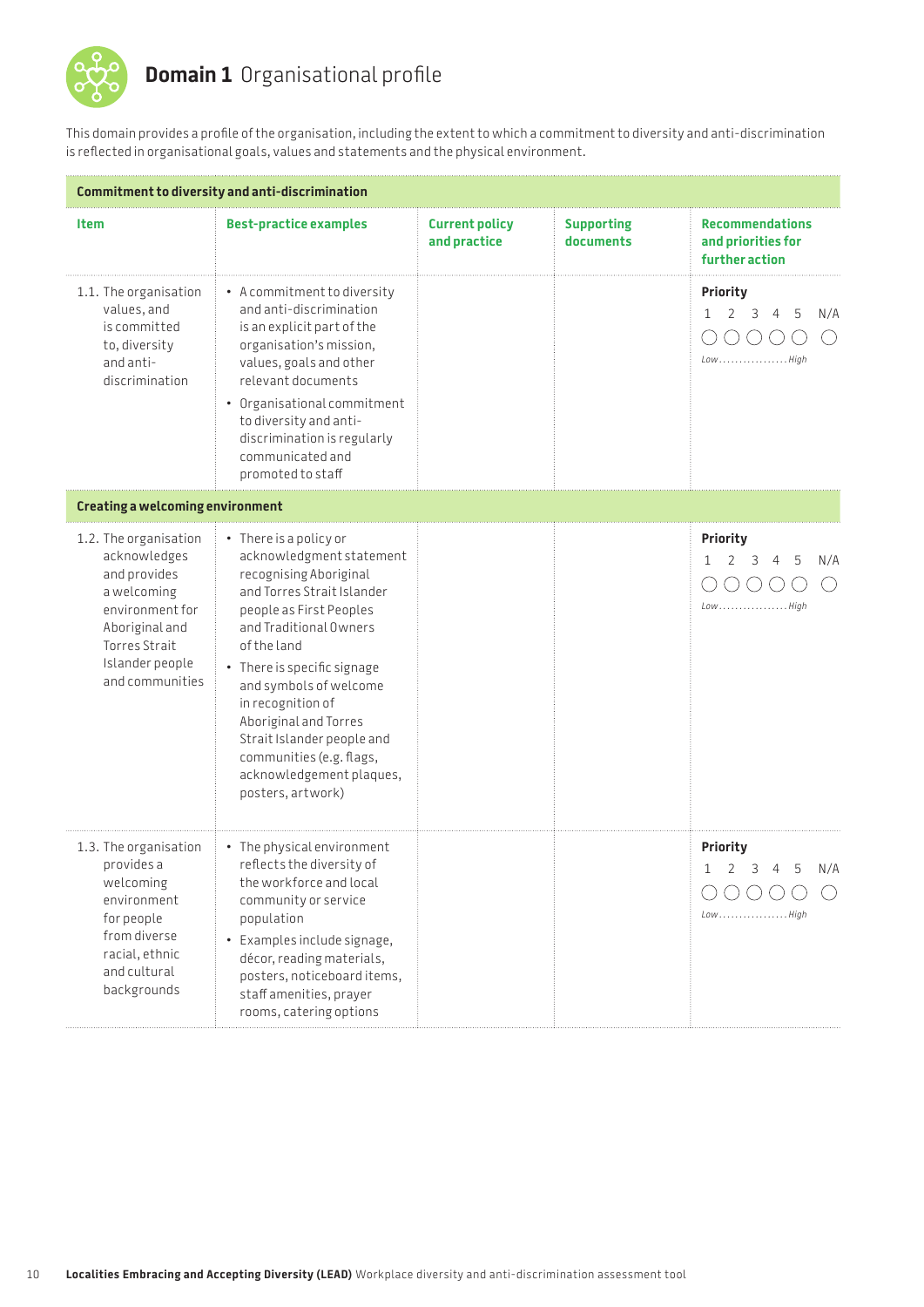# **Domain 1** Organisational profile

This domain provides a profile of the organisation, including the extent to which a commitment to diversity and anti-discrimination is reflected in organisational goals, values and statements and the physical environment.

| Item | Best-practice examples | Current policy and practice | Supporting documents | Recommendations and priorities for further action |
|---|---|---|---|---|
| **Commitment to diversity and anti-discrimination** | | | | |
| 1.1. The organisation values, and is committed to, diversity and anti-discrimination | • A commitment to diversity and anti-discrimination is an explicit part of the organisation's mission, values, goals and other relevant documents<br>• Organisational commitment to diversity and anti-discrimination is regularly communicated and promoted to staff | | | **Priority**<br>1 2 3 4 5 N/A<br>○ ○ ○ ○ ○ ○<br>*Low.................High* |
| **Creating a welcoming environment** | | | | |
| 1.2. The organisation acknowledges and provides a welcoming environment for Aboriginal and Torres Strait Islander people and communities | • There is a policy or acknowledgment statement recognising Aboriginal and Torres Strait Islander people as First Peoples and Traditional Owners of the land<br>• There is specific signage and symbols of welcome in recognition of Aboriginal and Torres Strait Islander people and communities (e.g. flags, acknowledgement plaques, posters, artwork) | | | **Priority**<br>1 2 3 4 5 N/A<br>○ ○ ○ ○ ○ ○<br>*Low.................High* |
| 1.3. The organisation provides a welcoming environment for people from diverse racial, ethnic and cultural backgrounds | • The physical environment reflects the diversity of the workforce and local community or service population<br>• Examples include signage, décor, reading materials, posters, noticeboard items, staff amenities, prayer rooms, catering options | | | **Priority**<br>1 2 3 4 5 N/A<br>○ ○ ○ ○ ○ ○<br>*Low.................High* |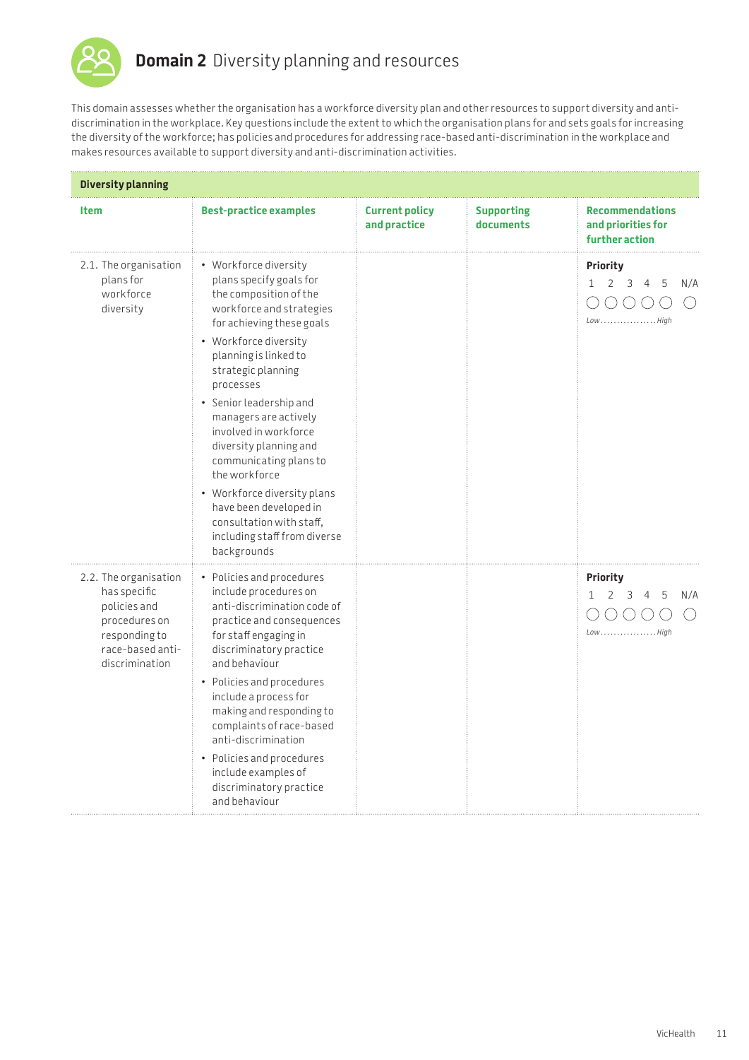# **Domain 2** Diversity planning and resources

This domain assesses whether the organisation has a workforce diversity plan and other resources to support diversity and anti-discrimination in the workplace. Key questions include the extent to which the organisation plans for and sets goals for increasing the diversity of the workforce; has policies and procedures for addressing race-based anti-discrimination in the workplace and makes resources available to support diversity and anti-discrimination activities.

| **Diversity planning** | | | | |
|---|---|---|---|---|
| **Item** | **Best-practice examples** | **Current policy and practice** | **Supporting documents** | **Recommendations and priorities for further action** |
| 2.1. The organisation plans for workforce diversity | • Workforce diversity plans specify goals for the composition of the workforce and strategies for achieving these goals<br>• Workforce diversity planning is linked to strategic planning processes<br>• Senior leadership and managers are actively involved in workforce diversity planning and communicating plans to the workforce<br>• Workforce diversity plans have been developed in consultation with staff, including staff from diverse backgrounds | | | **Priority**<br>1 2 3 4 5 N/A<br>◯ ◯ ◯ ◯ ◯ ◯<br>*Low................High* |
| 2.2. The organisation has specific policies and procedures on responding to race-based anti-discrimination | • Policies and procedures include procedures on anti-discrimination code of practice and consequences for staff engaging in discriminatory practice and behaviour<br>• Policies and procedures include a process for making and responding to complaints of race-based anti-discrimination<br>• Policies and procedures include examples of discriminatory practice and behaviour | | | **Priority**<br>1 2 3 4 5 N/A<br>◯ ◯ ◯ ◯ ◯ ◯<br>*Low................High* |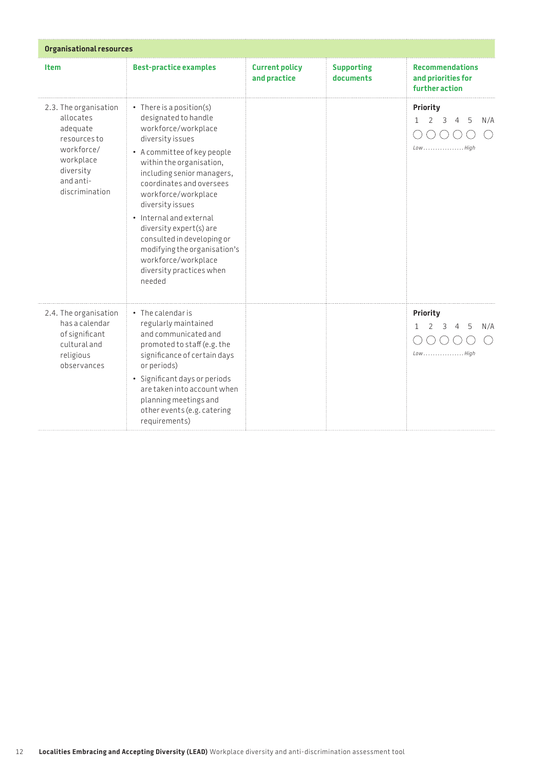| Organisational resources | | | | |
|---|---|---|---|---|
| **Item** | **Best-practice examples** | **Current policy and practice** | **Supporting documents** | **Recommendations and priorities for further action** |
| 2.3. The organisation allocates adequate resources to workforce/ workplace diversity and anti-discrimination | • There is a position(s) designated to handle workforce/workplace diversity issues<br>• A committee of key people within the organisation, including senior managers, coordinates and oversees workforce/workplace diversity issues<br>• Internal and external diversity expert(s) are consulted in developing or modifying the organisation's workforce/workplace diversity practices when needed | | | **Priority**<br>1 2 3 4 5 N/A<br>○ ○ ○ ○ ○ ○<br>*Low................High* |
| 2.4. The organisation has a calendar of significant cultural and religious observances | • The calendar is regularly maintained and communicated and promoted to staff (e.g. the significance of certain days or periods)<br>• Significant days or periods are taken into account when planning meetings and other events (e.g. catering requirements) | | | **Priority**<br>1 2 3 4 5 N/A<br>○ ○ ○ ○ ○ ○<br>*Low................High* |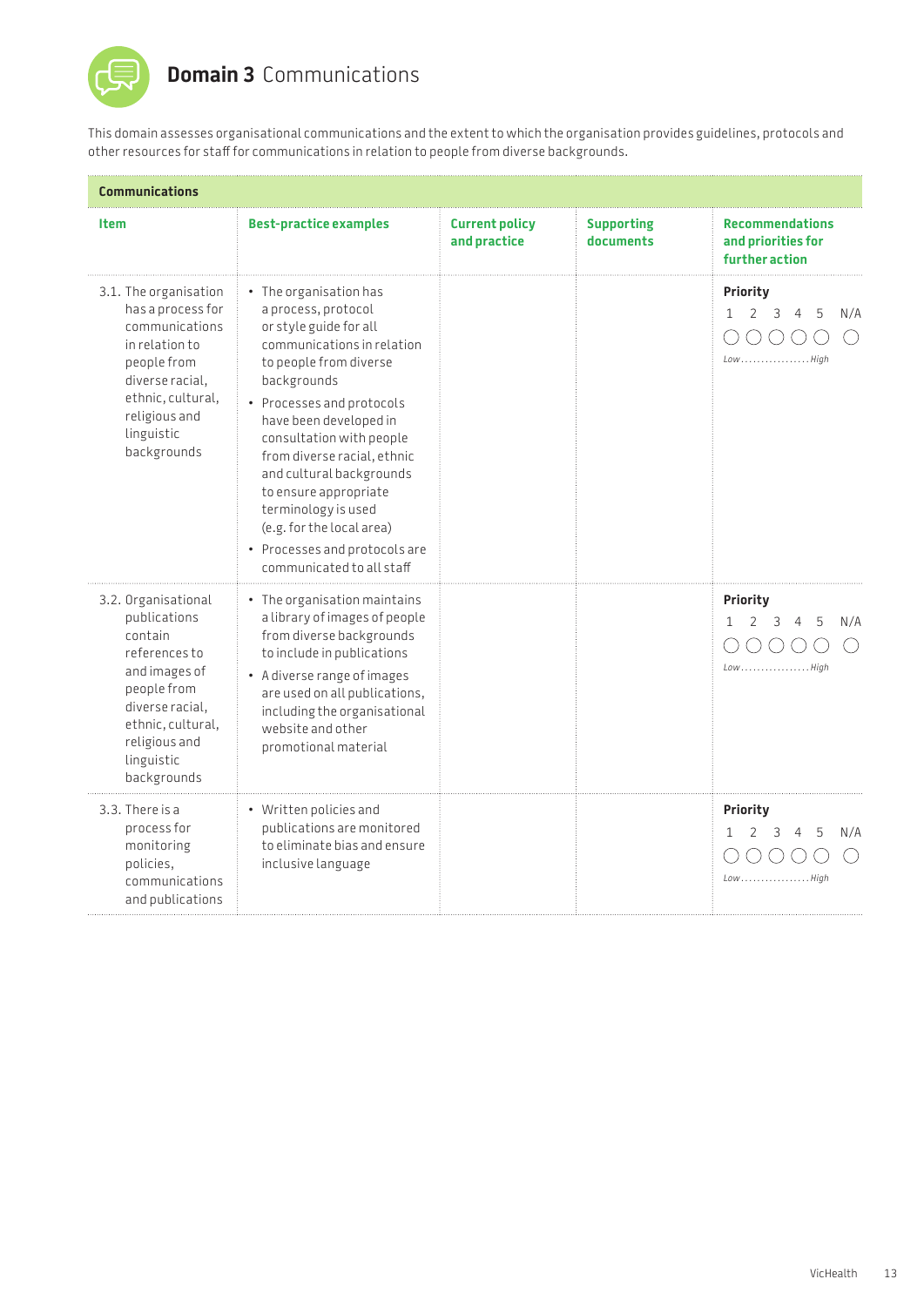# **Domain 3** Communications

This domain assesses organisational communications and the extent to which the organisation provides guidelines, protocols and other resources for staff for communications in relation to people from diverse backgrounds.

| **Communications** | | | | |
|---|---|---|---|---|
| **Item** | **Best-practice examples** | **Current policy and practice** | **Supporting documents** | **Recommendations and priorities for further action** |
| 3.1. The organisation has a process for communications in relation to people from diverse racial, ethnic, cultural, religious and linguistic backgrounds | • The organisation has a process, protocol or style guide for all communications in relation to people from diverse backgrounds<br>• Processes and protocols have been developed in consultation with people from diverse racial, ethnic and cultural backgrounds to ensure appropriate terminology is used (e.g. for the local area)<br>• Processes and protocols are communicated to all staff | | | **Priority**<br>1 2 3 4 5 N/A<br>○ ○ ○ ○ ○ ○<br>*Low................High* |
| 3.2. Organisational publications contain references to and images of people from diverse racial, ethnic, cultural, religious and linguistic backgrounds | • The organisation maintains a library of images of people from diverse backgrounds to include in publications<br>• A diverse range of images are used on all publications, including the organisational website and other promotional material | | | **Priority**<br>1 2 3 4 5 N/A<br>○ ○ ○ ○ ○ ○<br>*Low................High* |
| 3.3. There is a process for monitoring policies, communications and publications | • Written policies and publications are monitored to eliminate bias and ensure inclusive language | | | **Priority**<br>1 2 3 4 5 N/A<br>○ ○ ○ ○ ○ ○<br>*Low................High* |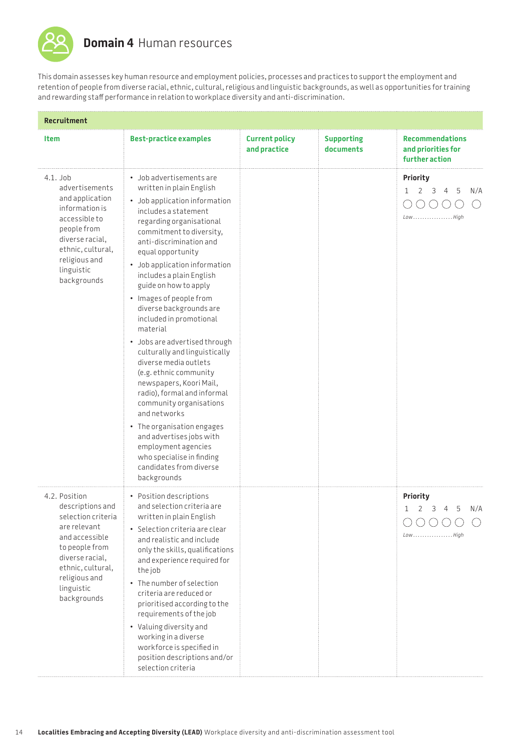# **Domain 4** Human resources

This domain assesses key human resource and employment policies, processes and practices to support the employment and retention of people from diverse racial, ethnic, cultural, religious and linguistic backgrounds, as well as opportunities for training and rewarding staff performance in relation to workplace diversity and anti-discrimination.

| **Recruitment** | | | | |
|---|---|---|---|---|
| **Item** | **Best-practice examples** | **Current policy and practice** | **Supporting documents** | **Recommendations and priorities for further action** |
| 4.1. Job advertisements and application information is accessible to people from diverse racial, ethnic, cultural, religious and linguistic backgrounds | • Job advertisements are written in plain English<br>• Job application information includes a statement regarding organisational commitment to diversity, anti-discrimination and equal opportunity<br>• Job application information includes a plain English guide on how to apply<br>• Images of people from diverse backgrounds are included in promotional material<br>• Jobs are advertised through culturally and linguistically diverse media outlets (e.g. ethnic community newspapers, Koori Mail, radio), formal and informal community organisations and networks<br>• The organisation engages and advertises jobs with employment agencies who specialise in finding candidates from diverse backgrounds | | | **Priority**<br>1 2 3 4 5 N/A<br>○ ○ ○ ○ ○ ○<br>Low................High |
| 4.2. Position descriptions and selection criteria are relevant and accessible to people from diverse racial, ethnic, cultural, religious and linguistic backgrounds | • Position descriptions and selection criteria are written in plain English<br>• Selection criteria are clear and realistic and include only the skills, qualifications and experience required for the job<br>• The number of selection criteria are reduced or prioritised according to the requirements of the job<br>• Valuing diversity and working in a diverse workforce is specified in position descriptions and/or selection criteria | | | **Priority**<br>1 2 3 4 5 N/A<br>○ ○ ○ ○ ○ ○<br>Low................High |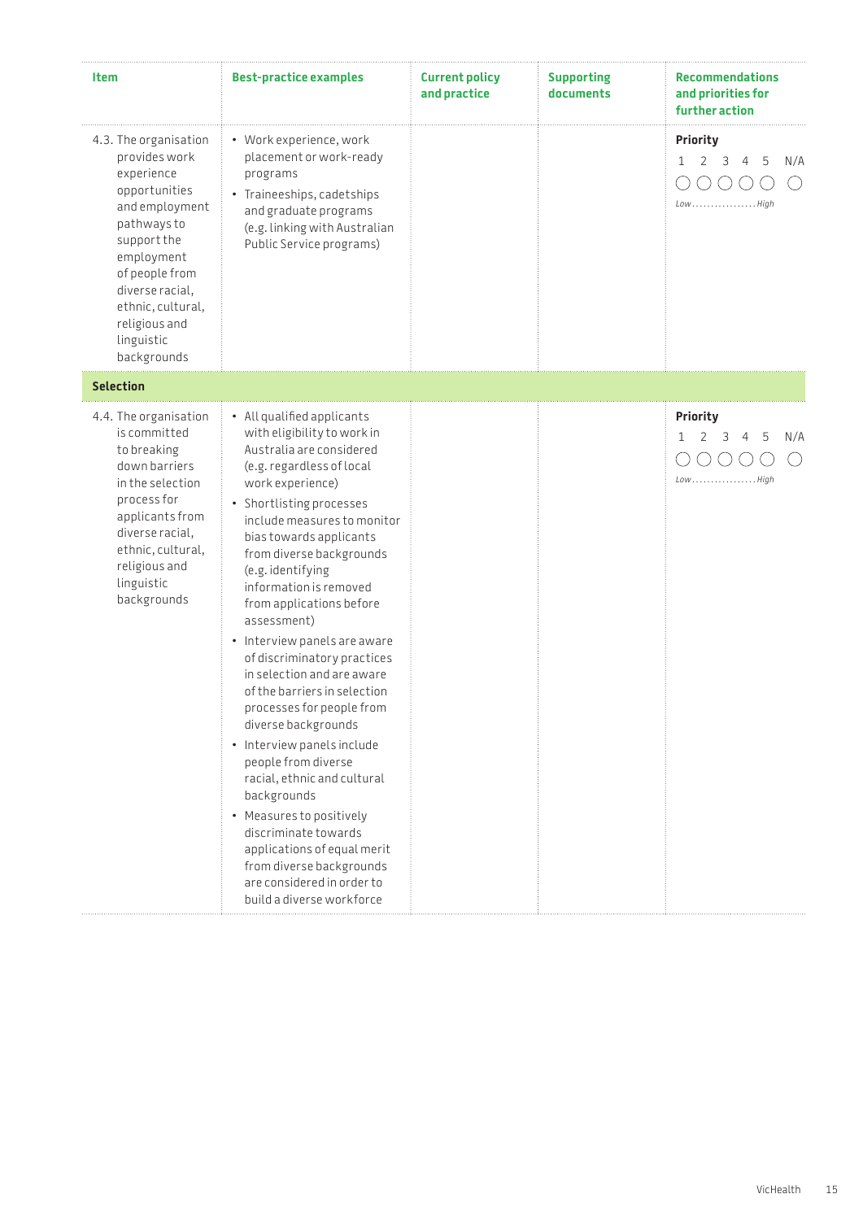| Item | Best-practice examples | Current policy and practice | Supporting documents | Recommendations and priorities for further action |
|---|---|---|---|---|
| 4.3. The organisation provides work experience opportunities and employment pathways to support the employment of people from diverse racial, ethnic, cultural, religious and linguistic backgrounds | • Work experience, work placement or work-ready programs<br>• Traineeships, cadetships and graduate programs (e.g. linking with Australian Public Service programs) | | | **Priority**<br>1 2 3 4 5 N/A<br>○ ○ ○ ○ ○ ○<br>*Low ................ High* |
| **Selection** | | | | |
| 4.4. The organisation is committed to breaking down barriers in the selection process for applicants from diverse racial, ethnic, cultural, religious and linguistic backgrounds | • All qualified applicants with eligibility to work in Australia are considered (e.g. regardless of local work experience)<br>• Shortlisting processes include measures to monitor bias towards applicants from diverse backgrounds (e.g. identifying information is removed from applications before assessment)<br>• Interview panels are aware of discriminatory practices in selection and are aware of the barriers in selection processes for people from diverse backgrounds<br>• Interview panels include people from diverse racial, ethnic and cultural backgrounds<br>• Measures to positively discriminate towards applications of equal merit from diverse backgrounds are considered in order to build a diverse workforce | | | **Priority**<br>1 2 3 4 5 N/A<br>○ ○ ○ ○ ○ ○<br>*Low ................ High* |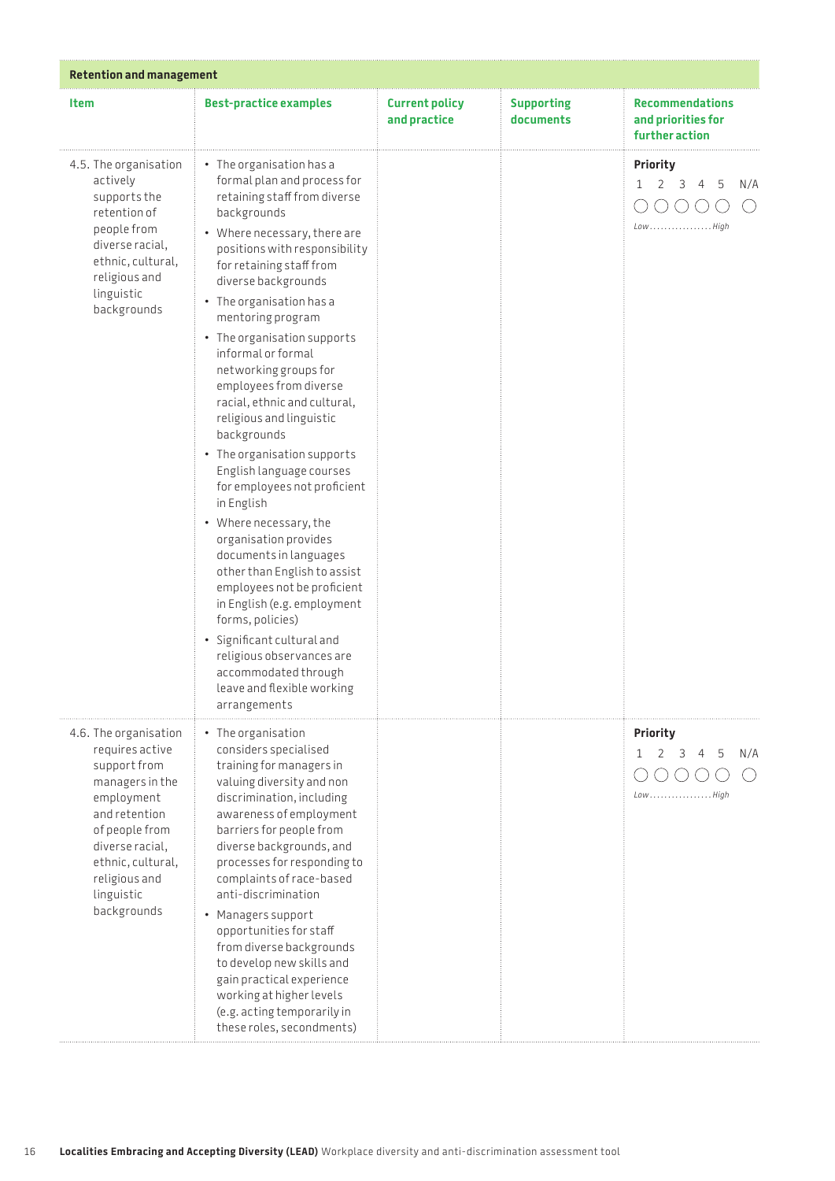| Retention and management | | | | |
|---|---|---|---|---|
| **Item** | **Best-practice examples** | **Current policy and practice** | **Supporting documents** | **Recommendations and priorities for further action** |
| 4.5. The organisation actively supports the retention of people from diverse racial, ethnic, cultural, religious and linguistic backgrounds | • The organisation has a formal plan and process for retaining staff from diverse backgrounds<br>• Where necessary, there are positions with responsibility for retaining staff from diverse backgrounds<br>• The organisation has a mentoring program<br>• The organisation supports informal or formal networking groups for employees from diverse racial, ethnic and cultural, religious and linguistic backgrounds<br>• The organisation supports English language courses for employees not proficient in English<br>• Where necessary, the organisation provides documents in languages other than English to assist employees not be proficient in English (e.g. employment forms, policies)<br>• Significant cultural and religious observances are accommodated through leave and flexible working arrangements | | | **Priority**<br>1 2 3 4 5 N/A<br>○ ○ ○ ○ ○ ○<br>*Low................High* |
| 4.6. The organisation requires active support from managers in the employment and retention of people from diverse racial, ethnic, cultural, religious and linguistic backgrounds | • The organisation considers specialised training for managers in valuing diversity and non discrimination, including awareness of employment barriers for people from diverse backgrounds, and processes for responding to complaints of race-based anti-discrimination<br>• Managers support opportunities for staff from diverse backgrounds to develop new skills and gain practical experience working at higher levels (e.g. acting temporarily in these roles, secondments) | | | **Priority**<br>1 2 3 4 5 N/A<br>○ ○ ○ ○ ○ ○<br>*Low................High* |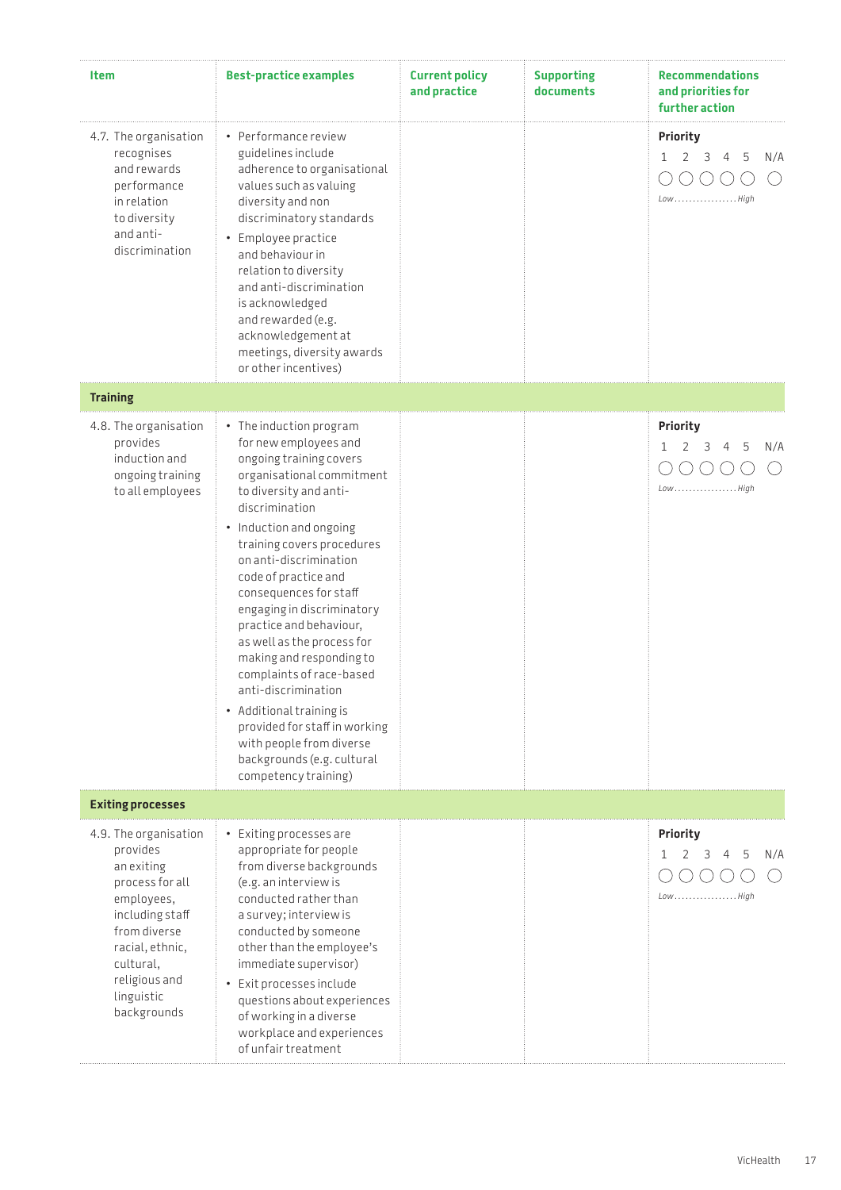| Item | Best-practice examples | Current policy and practice | Supporting documents | Recommendations and priorities for further action |
|---|---|---|---|---|
| 4.7. The organisation recognises and rewards performance in relation to diversity and anti-discrimination | • Performance review guidelines include adherence to organisational values such as valuing diversity and non discriminatory standards<br>• Employee practice and behaviour in relation to diversity and anti-discrimination is acknowledged and rewarded (e.g. acknowledgement at meetings, diversity awards or other incentives) | | | **Priority**<br>1 2 3 4 5 N/A<br>○ ○ ○ ○ ○ ○<br>*Low................High* |
| **Training** | | | | |
| 4.8. The organisation provides induction and ongoing training to all employees | • The induction program for new employees and ongoing training covers organisational commitment to diversity and anti-discrimination<br>• Induction and ongoing training covers procedures on anti-discrimination code of practice and consequences for staff engaging in discriminatory practice and behaviour, as well as the process for making and responding to complaints of race-based anti-discrimination<br>• Additional training is provided for staff in working with people from diverse backgrounds (e.g. cultural competency training) | | | **Priority**<br>1 2 3 4 5 N/A<br>○ ○ ○ ○ ○ ○<br>*Low................High* |
| **Exiting processes** | | | | |
| 4.9. The organisation provides an exiting process for all employees, including staff from diverse racial, ethnic, cultural, religious and linguistic backgrounds | • Exiting processes are appropriate for people from diverse backgrounds (e.g. an interview is conducted rather than a survey; interview is conducted by someone other than the employee's immediate supervisor)<br>• Exit processes include questions about experiences of working in a diverse workplace and experiences of unfair treatment | | | **Priority**<br>1 2 3 4 5 N/A<br>○ ○ ○ ○ ○ ○<br>*Low................High* |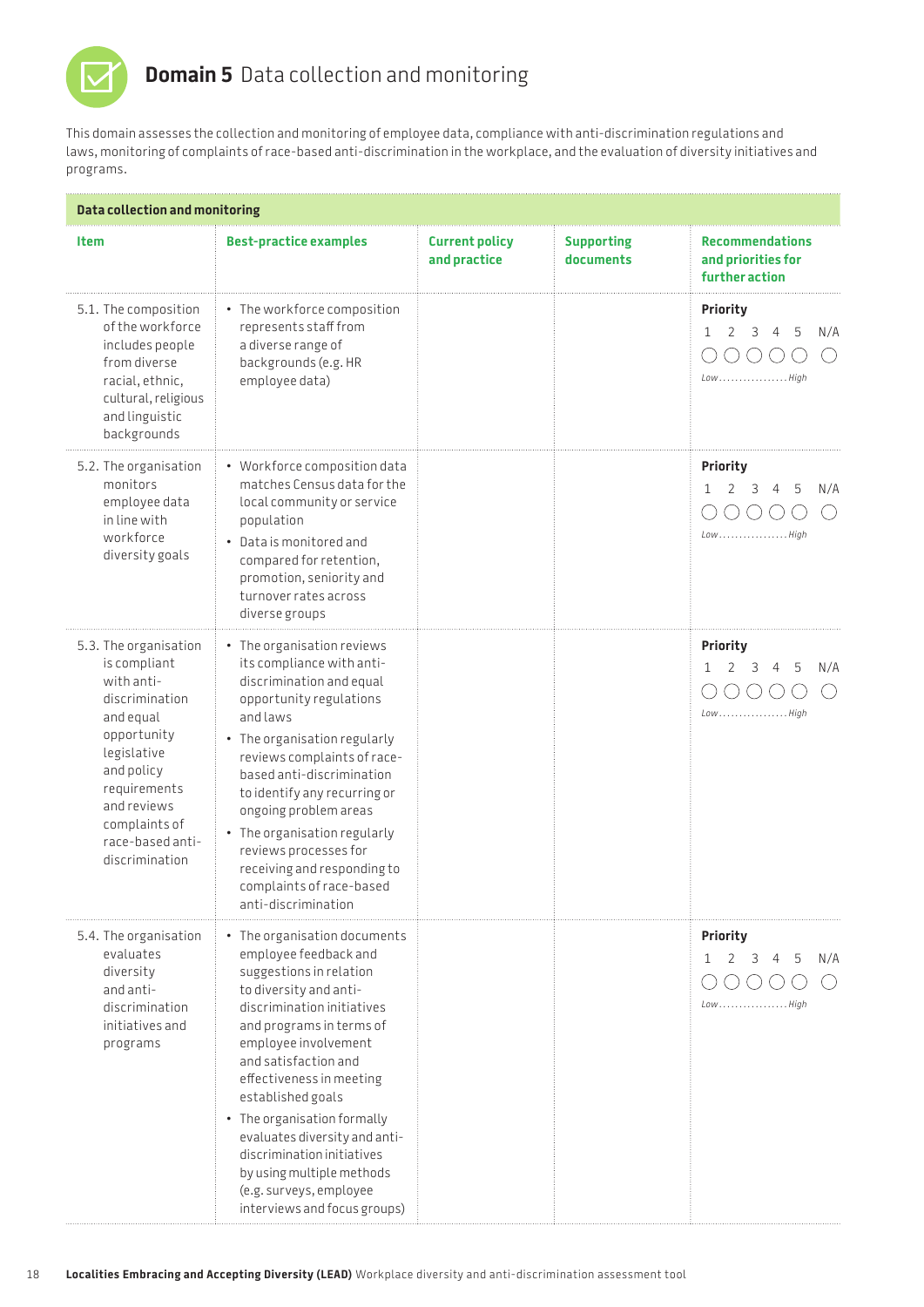# **Domain 5** Data collection and monitoring

This domain assesses the collection and monitoring of employee data, compliance with anti-discrimination regulations and laws, monitoring of complaints of race-based anti-discrimination in the workplace, and the evaluation of diversity initiatives and programs.

**Data collection and monitoring**

| Item | Best-practice examples | Current policy and practice | Supporting documents | Recommendations and priorities for further action |
|---|---|---|---|---|
| 5.1. The composition of the workforce includes people from diverse racial, ethnic, cultural, religious and linguistic backgrounds | • The workforce composition represents staff from a diverse range of backgrounds (e.g. HR employee data) | | | **Priority** 1 2 3 4 5 N/A ◯ ◯ ◯ ◯ ◯ ◯ *Low……………High* |
| 5.2. The organisation monitors employee data in line with workforce diversity goals | • Workforce composition data matches Census data for the local community or service population<br>• Data is monitored and compared for retention, promotion, seniority and turnover rates across diverse groups | | | **Priority** 1 2 3 4 5 N/A ◯ ◯ ◯ ◯ ◯ ◯ *Low……………High* |
| 5.3. The organisation is compliant with anti-discrimination and equal opportunity legislative and policy requirements and reviews complaints of race-based anti-discrimination | • The organisation reviews its compliance with anti-discrimination and equal opportunity regulations and laws<br>• The organisation regularly reviews complaints of race-based anti-discrimination to identify any recurring or ongoing problem areas<br>• The organisation regularly reviews processes for receiving and responding to complaints of race-based anti-discrimination | | | **Priority** 1 2 3 4 5 N/A ◯ ◯ ◯ ◯ ◯ ◯ *Low……………High* |
| 5.4. The organisation evaluates diversity and anti-discrimination initiatives and programs | • The organisation documents employee feedback and suggestions in relation to diversity and anti-discrimination initiatives and programs in terms of employee involvement and satisfaction and effectiveness in meeting established goals<br>• The organisation formally evaluates diversity and anti-discrimination initiatives by using multiple methods (e.g. surveys, employee interviews and focus groups) | | | **Priority** 1 2 3 4 5 N/A ◯ ◯ ◯ ◯ ◯ ◯ *Low……………High* |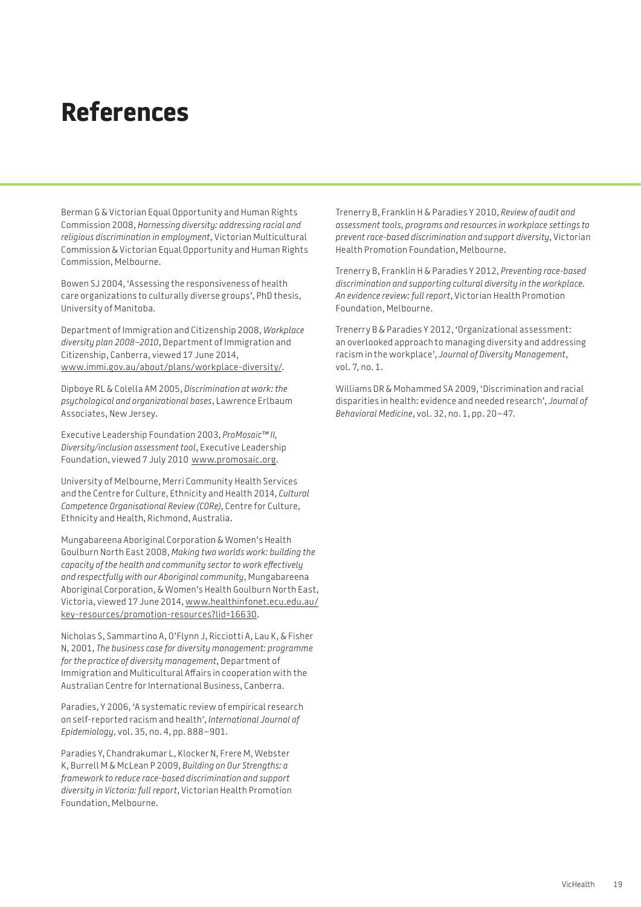# References

Berman G & Victorian Equal Opportunity and Human Rights Commission 2008, *Harnessing diversity: addressing racial and religious discrimination in employment*, Victorian Multicultural Commission & Victorian Equal Opportunity and Human Rights Commission, Melbourne.

Bowen SJ 2004, 'Assessing the responsiveness of health care organizations to culturally diverse groups', PhD thesis, University of Manitoba.

Department of Immigration and Citizenship 2008, *Workplace diversity plan 2008–2010*, Department of Immigration and Citizenship, Canberra, viewed 17 June 2014, www.immi.gov.au/about/plans/workplace-diversity/.

Dipboye RL & Colella AM 2005, *Discrimination at work: the psychological and organizational bases*, Lawrence Erlbaum Associates, New Jersey.

Executive Leadership Foundation 2003, *ProMosaic™ II, Diversity/inclusion assessment tool*, Executive Leadership Foundation, viewed 7 July 2010 www.promosaic.org.

University of Melbourne, Merri Community Health Services and the Centre for Culture, Ethnicity and Health 2014, *Cultural Competence Organisational Review (CORe)*, Centre for Culture, Ethnicity and Health, Richmond, Australia.

Mungabareena Aboriginal Corporation & Women's Health Goulburn North East 2008, *Making two worlds work: building the capacity of the health and community sector to work effectively and respectfully with our Aboriginal community*, Mungabareena Aboriginal Corporation, & Women's Health Goulburn North East, Victoria, viewed 17 June 2014, www.healthinfonet.ecu.edu.au/key-resources/promotion-resources?lid=16630.

Nicholas S, Sammartino A, O'Flynn J, Ricciotti A, Lau K, & Fisher N, 2001, *The business case for diversity management: programme for the practice of diversity management*, Department of Immigration and Multicultural Affairs in cooperation with the Australian Centre for International Business, Canberra.

Paradies, Y 2006, 'A systematic review of empirical research on self-reported racism and health', *International Journal of Epidemiology*, vol. 35, no. 4, pp. 888–901.

Paradies Y, Chandrakumar L, Klocker N, Frere M, Webster K, Burrell M & McLean P 2009, *Building on Our Strengths: a framework to reduce race-based discrimination and support diversity in Victoria: full report*, Victorian Health Promotion Foundation, Melbourne.

Trenerry B, Franklin H & Paradies Y 2010, *Review of audit and assessment tools, programs and resources in workplace settings to prevent race-based discrimination and support diversity*, Victorian Health Promotion Foundation, Melbourne.

Trenerry B, Franklin H & Paradies Y 2012, *Preventing race-based discrimination and supporting cultural diversity in the workplace. An evidence review: full report*, Victorian Health Promotion Foundation, Melbourne.

Trenerry B & Paradies Y 2012, 'Organizational assessment: an overlooked approach to managing diversity and addressing racism in the workplace', *Journal of Diversity Management*, vol. 7, no. 1.

Williams DR & Mohammed SA 2009, 'Discrimination and racial disparities in health: evidence and needed research', *Journal of Behavioral Medicine*, vol. 32, no. 1, pp. 20–47.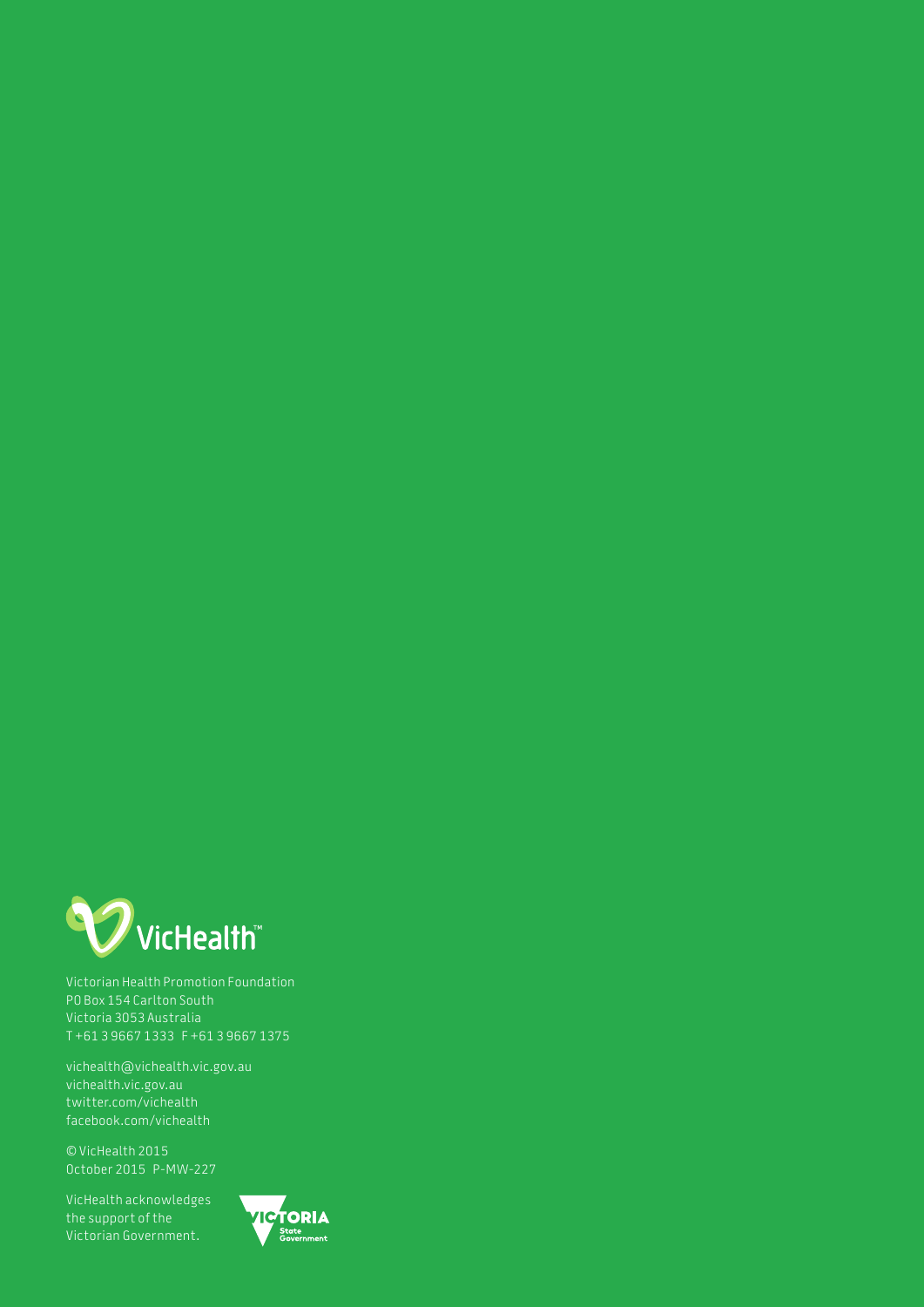VicHealth™

Victorian Health Promotion Foundation
PO Box 154 Carlton South
Victoria 3053 Australia
T +61 3 9667 1333 F +61 3 9667 1375

vichealth@vichealth.vic.gov.au
vichealth.vic.gov.au
twitter.com/vichealth
facebook.com/vichealth

© VicHealth 2015
October 2015 P-MW-227

VicHealth acknowledges the support of the Victorian Government.

VICTORIA State Government